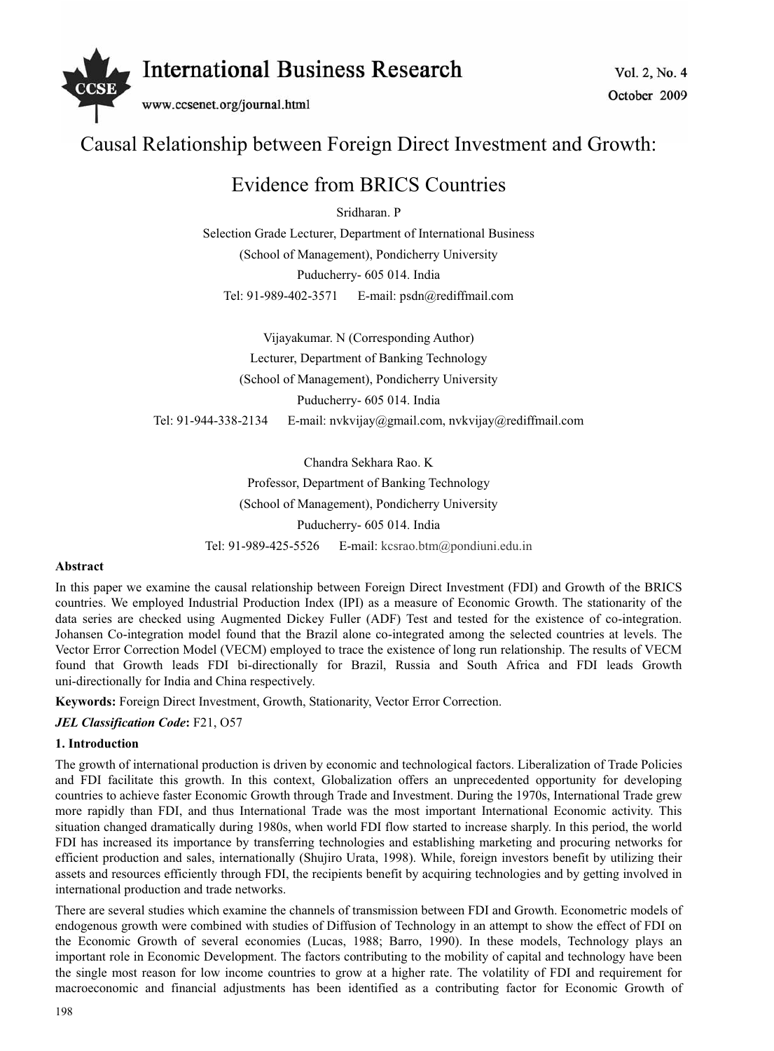# Causal Relationship between Foreign Direct Investment and Growth: Evidence from BRICS Countries

Sridharan. P

Selection Grade Lecturer, Department of International Business

(School of Management), Pondicherry University

Puducherry- 605 014. India

Tel: 91-989-402-3571 E-mail: psdn@rediffmail.com

Vijayakumar. N (Corresponding Author)

Lecturer, Department of Banking Technology

(School of Management), Pondicherry University

Puducherry- 605 014. India

Tel: 91-944-338-2134 E-mail: nvkvijay@gmail.com, nvkvijay@rediffmail.com

Chandra Sekhara Rao. K

Professor, Department of Banking Technology

(School of Management), Pondicherry University

Puducherry- 605 014. India

Tel: 91-989-425-5526 E-mail: kcsrao.btm@pondiuni.edu.in

**Abstract**

In this paper we examine the causal relationship between Foreign Direct Investment (FDI) and Growth of the BRICS countries. We employed Industrial Production Index (IPI) as a measure of Economic Growth. The stationarity of the data series are checked using Augmented Dickey Fuller (ADF) Test and tested for the existence of co-integration. Johansen Co-integration model found that the Brazil alone co-integrated among the selected countries at levels. The Vector Error Correction Model (VECM) employed to trace the existence of long run relationship. The results of VECM found that Growth leads FDI bi-directionally for Brazil, Russia and South Africa and FDI leads Growth uni-directionally for India and China respectively.

**Keywords:** Foreign Direct Investment, Growth, Stationarity, Vector Error Correction.

***JEL Classification Code*:** F21, O57

## 1. Introduction

The growth of international production is driven by economic and technological factors. Liberalization of Trade Policies and FDI facilitate this growth. In this context, Globalization offers an unprecedented opportunity for developing countries to achieve faster Economic Growth through Trade and Investment. During the 1970s, International Trade grew more rapidly than FDI, and thus International Trade was the most important International Economic activity. This situation changed dramatically during 1980s, when world FDI flow started to increase sharply. In this period, the world FDI has increased its importance by transferring technologies and establishing marketing and procuring networks for efficient production and sales, internationally (Shujiro Urata, 1998). While, foreign investors benefit by utilizing their assets and resources efficiently through FDI, the recipients benefit by acquiring technologies and by getting involved in international production and trade networks.

There are several studies which examine the channels of transmission between FDI and Growth. Econometric models of endogenous growth were combined with studies of Diffusion of Technology in an attempt to show the effect of FDI on the Economic Growth of several economies (Lucas, 1988; Barro, 1990). In these models, Technology plays an important role in Economic Development. The factors contributing to the mobility of capital and technology have been the single most reason for low income countries to grow at a higher rate. The volatility of FDI and requirement for macroeconomic and financial adjustments has been identified as a contributing factor for Economic Growth of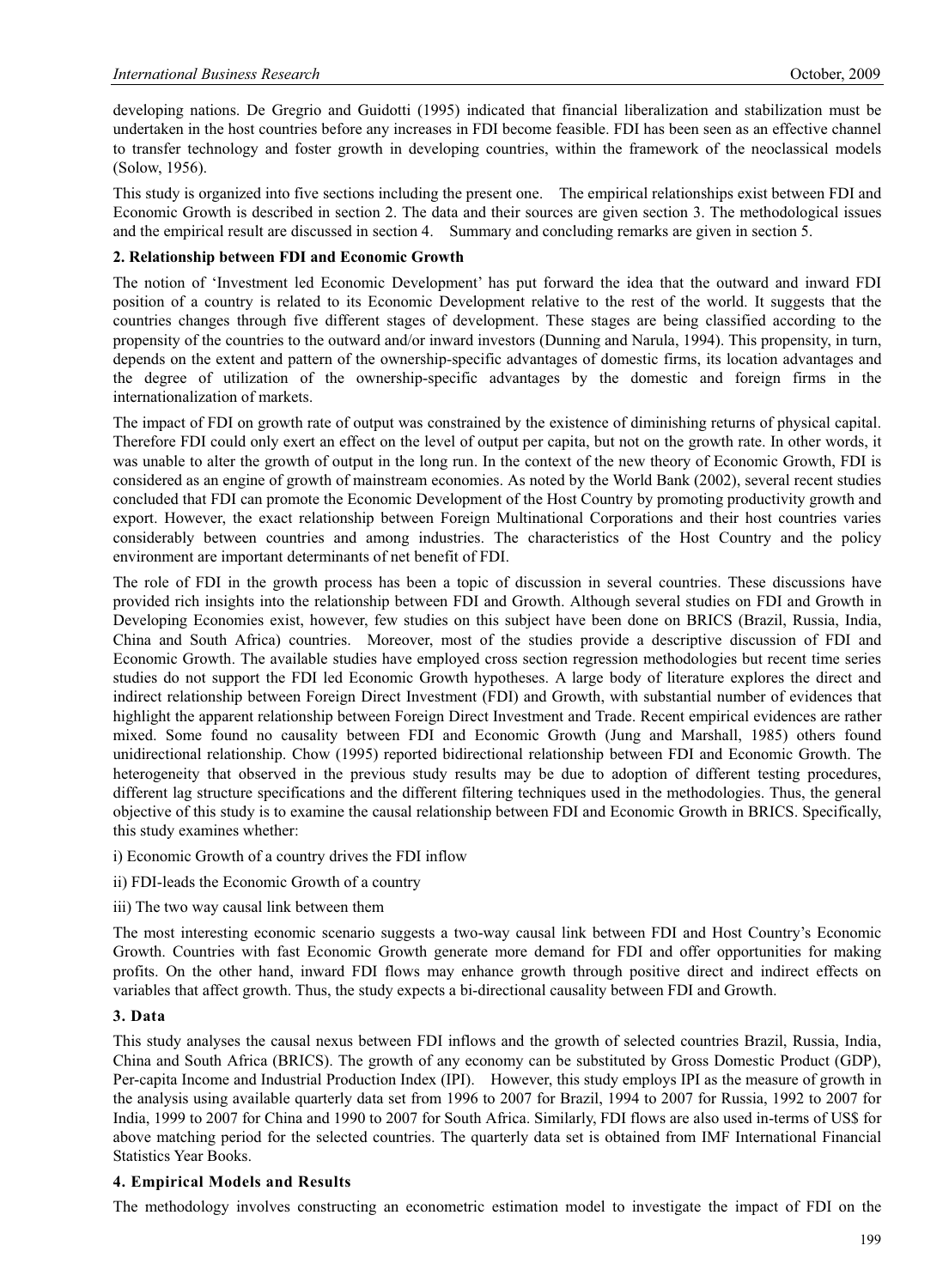developing nations. De Gregrio and Guidotti (1995) indicated that financial liberalization and stabilization must be undertaken in the host countries before any increases in FDI become feasible. FDI has been seen as an effective channel to transfer technology and foster growth in developing countries, within the framework of the neoclassical models (Solow, 1956).

This study is organized into five sections including the present one. The empirical relationships exist between FDI and Economic Growth is described in section 2. The data and their sources are given section 3. The methodological issues and the empirical result are discussed in section 4. Summary and concluding remarks are given in section 5.

## 2. Relationship between FDI and Economic Growth

The notion of 'Investment led Economic Development' has put forward the idea that the outward and inward FDI position of a country is related to its Economic Development relative to the rest of the world. It suggests that the countries changes through five different stages of development. These stages are being classified according to the propensity of the countries to the outward and/or inward investors (Dunning and Narula, 1994). This propensity, in turn, depends on the extent and pattern of the ownership-specific advantages of domestic firms, its location advantages and the degree of utilization of the ownership-specific advantages by the domestic and foreign firms in the internationalization of markets.

The impact of FDI on growth rate of output was constrained by the existence of diminishing returns of physical capital. Therefore FDI could only exert an effect on the level of output per capita, but not on the growth rate. In other words, it was unable to alter the growth of output in the long run. In the context of the new theory of Economic Growth, FDI is considered as an engine of growth of mainstream economies. As noted by the World Bank (2002), several recent studies concluded that FDI can promote the Economic Development of the Host Country by promoting productivity growth and export. However, the exact relationship between Foreign Multinational Corporations and their host countries varies considerably between countries and among industries. The characteristics of the Host Country and the policy environment are important determinants of net benefit of FDI.

The role of FDI in the growth process has been a topic of discussion in several countries. These discussions have provided rich insights into the relationship between FDI and Growth. Although several studies on FDI and Growth in Developing Economies exist, however, few studies on this subject have been done on BRICS (Brazil, Russia, India, China and South Africa) countries. Moreover, most of the studies provide a descriptive discussion of FDI and Economic Growth. The available studies have employed cross section regression methodologies but recent time series studies do not support the FDI led Economic Growth hypotheses. A large body of literature explores the direct and indirect relationship between Foreign Direct Investment (FDI) and Growth, with substantial number of evidences that highlight the apparent relationship between Foreign Direct Investment and Trade. Recent empirical evidences are rather mixed. Some found no causality between FDI and Economic Growth (Jung and Marshall, 1985) others found unidirectional relationship. Chow (1995) reported bidirectional relationship between FDI and Economic Growth. The heterogeneity that observed in the previous study results may be due to adoption of different testing procedures, different lag structure specifications and the different filtering techniques used in the methodologies. Thus, the general objective of this study is to examine the causal relationship between FDI and Economic Growth in BRICS. Specifically, this study examines whether:

i) Economic Growth of a country drives the FDI inflow

ii) FDI-leads the Economic Growth of a country

iii) The two way causal link between them

The most interesting economic scenario suggests a two-way causal link between FDI and Host Country's Economic Growth. Countries with fast Economic Growth generate more demand for FDI and offer opportunities for making profits. On the other hand, inward FDI flows may enhance growth through positive direct and indirect effects on variables that affect growth. Thus, the study expects a bi-directional causality between FDI and Growth.

## 3. Data

This study analyses the causal nexus between FDI inflows and the growth of selected countries Brazil, Russia, India, China and South Africa (BRICS). The growth of any economy can be substituted by Gross Domestic Product (GDP), Per-capita Income and Industrial Production Index (IPI). However, this study employs IPI as the measure of growth in the analysis using available quarterly data set from 1996 to 2007 for Brazil, 1994 to 2007 for Russia, 1992 to 2007 for India, 1999 to 2007 for China and 1990 to 2007 for South Africa. Similarly, FDI flows are also used in-terms of US$ for above matching period for the selected countries. The quarterly data set is obtained from IMF International Financial Statistics Year Books.

## 4. Empirical Models and Results

The methodology involves constructing an econometric estimation model to investigate the impact of FDI on the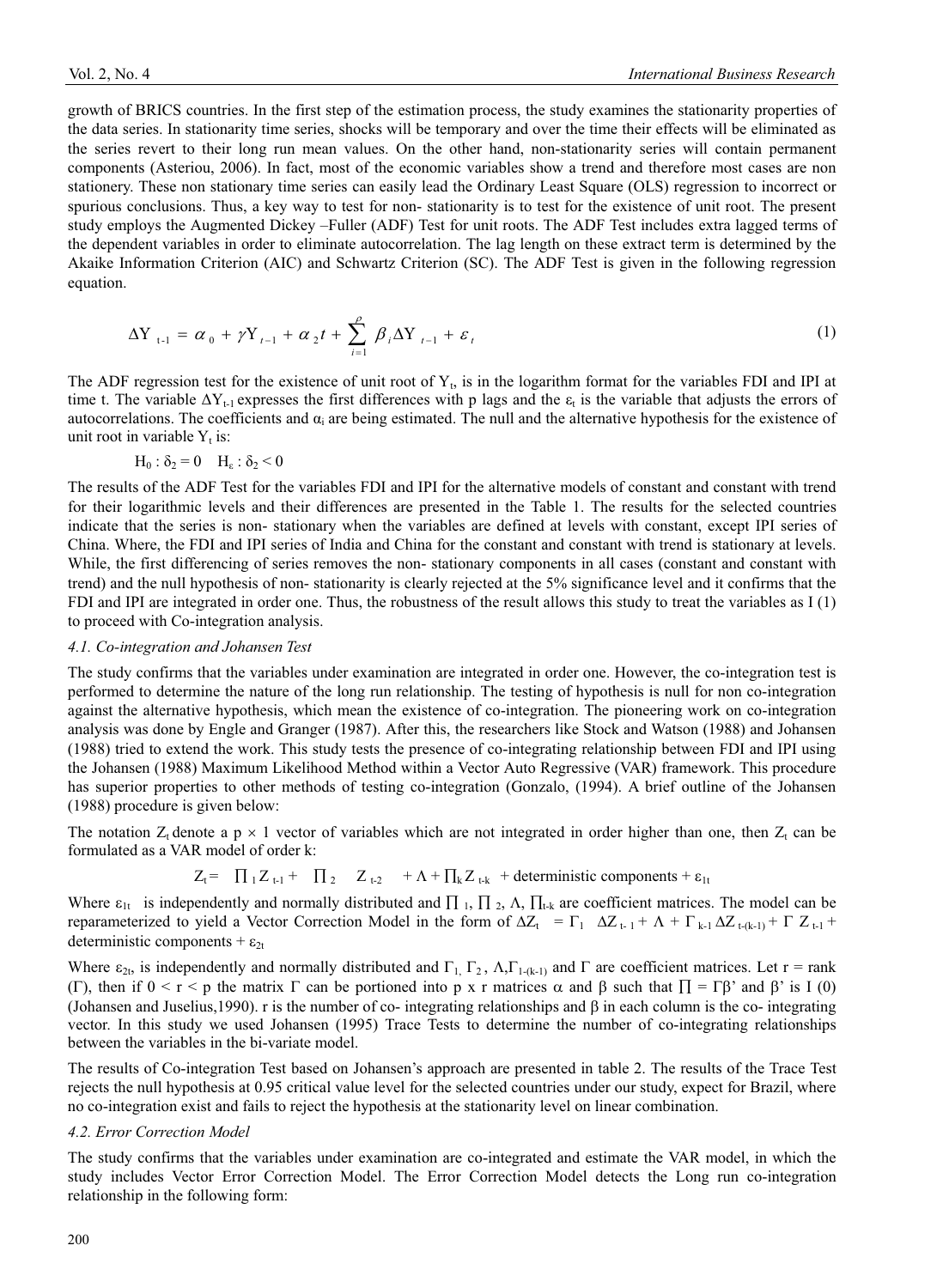growth of BRICS countries. In the first step of the estimation process, the study examines the stationarity properties of the data series. In stationarity time series, shocks will be temporary and over the time their effects will be eliminated as the series revert to their long run mean values. On the other hand, non-stationarity series will contain permanent components (Asteriou, 2006). In fact, most of the economic variables show a trend and therefore most cases are non stationery. These non stationary time series can easily lead the Ordinary Least Square (OLS) regression to incorrect or spurious conclusions. Thus, a key way to test for non- stationarity is to test for the existence of unit root. The present study employs the Augmented Dickey –Fuller (ADF) Test for unit roots. The ADF Test includes extra lagged terms of the dependent variables in order to eliminate autocorrelation. The lag length on these extract term is determined by the Akaike Information Criterion (AIC) and Schwartz Criterion (SC). The ADF Test is given in the following regression equation.

$$\Delta Y_{t-1} = \alpha_0 + \gamma Y_{t-1} + \alpha_2 t + \sum_{i=1}^{\rho} \beta_i \Delta Y_{t-1} + \varepsilon_t \tag{1}$$

The ADF regression test for the existence of unit root of $Y_t$, is in the logarithm format for the variables FDI and IPI at time t. The variable $\Delta Y_{t-1}$ expresses the first differences with p lags and the $\varepsilon_t$ is the variable that adjusts the errors of autocorrelations. The coefficients and $\alpha_i$ are being estimated. The null and the alternative hypothesis for the existence of unit root in variable $Y_t$ is:

$H_0 : \delta_2 = 0 \quad H_\varepsilon : \delta_2 < 0$

The results of the ADF Test for the variables FDI and IPI for the alternative models of constant and constant with trend for their logarithmic levels and their differences are presented in the Table 1. The results for the selected countries indicate that the series is non- stationary when the variables are defined at levels with constant, except IPI series of China. Where, the FDI and IPI series of India and China for the constant and constant with trend is stationary at levels. While, the first differencing of series removes the non- stationary components in all cases (constant and constant with trend) and the null hypothesis of non- stationarity is clearly rejected at the 5% significance level and it confirms that the FDI and IPI are integrated in order one. Thus, the robustness of the result allows this study to treat the variables as I (1) to proceed with Co-integration analysis.

### 4.1. Co-integration and Johansen Test

The study confirms that the variables under examination are integrated in order one. However, the co-integration test is performed to determine the nature of the long run relationship. The testing of hypothesis is null for non co-integration against the alternative hypothesis, which mean the existence of co-integration. The pioneering work on co-integration analysis was done by Engle and Granger (1987). After this, the researchers like Stock and Watson (1988) and Johansen (1988) tried to extend the work. This study tests the presence of co-integrating relationship between FDI and IPI using the Johansen (1988) Maximum Likelihood Method within a Vector Auto Regressive (VAR) framework. This procedure has superior properties to other methods of testing co-integration (Gonzalo, (1994). A brief outline of the Johansen (1988) procedure is given below:

The notation $Z_t$ denote a $p \times 1$ vector of variables which are not integrated in order higher than one, then $Z_t$ can be formulated as a VAR model of order k:

$$Z_t = \prod_1 Z_{t-1} + \prod_2 Z_{t-2} + \Lambda + \prod_k Z_{t-k} + \text{deterministic components} + \varepsilon_{1t}$$

Where $\varepsilon_{1t}$ is independently and normally distributed and $\prod_1$, $\prod_2$, $\Lambda$, $\prod_{t-k}$ are coefficient matrices. The model can be reparameterized to yield a Vector Correction Model in the form of $\Delta Z_t = \Gamma_1 \Delta Z_{t-1} + \Lambda + \Gamma_{k-1} \Delta Z_{t-(k-1)} + \Gamma Z_{t-1} +$ deterministic components $+ \varepsilon_{2t}$

Where $\varepsilon_{2t}$, is independently and normally distributed and $\Gamma_1$, $\Gamma_2$, $\Lambda$, $\Gamma_{1-(k-1)}$ and $\Gamma$ are coefficient matrices. Let r = rank ($\Gamma$), then if $0 < r < p$ the matrix $\Gamma$ can be portioned into p x r matrices $\alpha$ and $\beta$ such that $\prod = \Gamma\beta'$ and $\beta'$ is I (0) (Johansen and Juselius,1990). r is the number of co- integrating relationships and $\beta$ in each column is the co- integrating vector. In this study we used Johansen (1995) Trace Tests to determine the number of co-integrating relationships between the variables in the bi-variate model.

The results of Co-integration Test based on Johansen's approach are presented in table 2. The results of the Trace Test rejects the null hypothesis at 0.95 critical value level for the selected countries under our study, expect for Brazil, where no co-integration exist and fails to reject the hypothesis at the stationarity level on linear combination.

### 4.2. Error Correction Model

The study confirms that the variables under examination are co-integrated and estimate the VAR model, in which the study includes Vector Error Correction Model. The Error Correction Model detects the Long run co-integration relationship in the following form: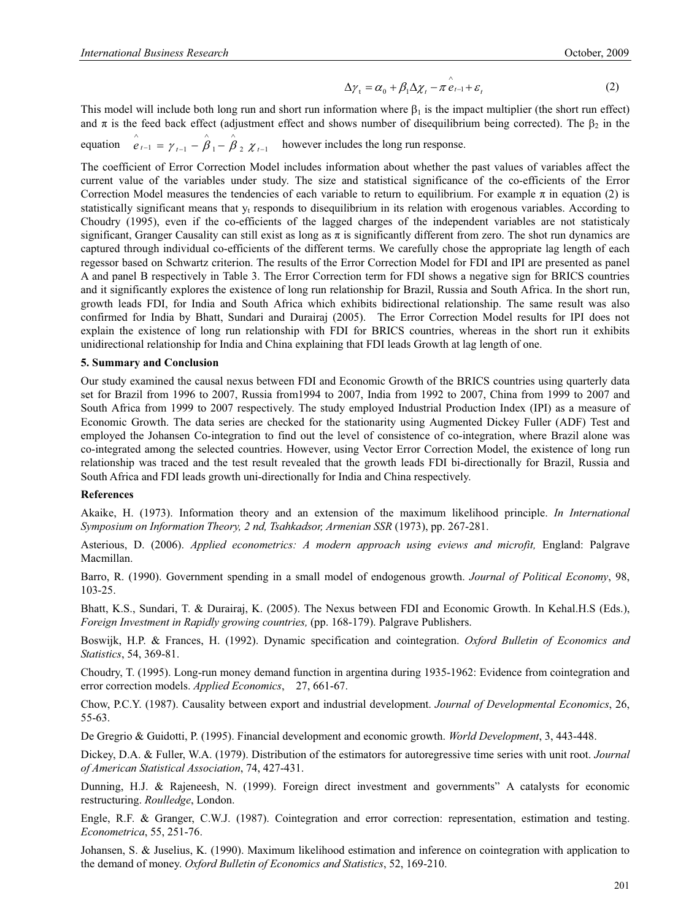$$\Delta\gamma_t = \alpha_0 + \beta_1 \Delta\chi_t - \pi \hat{e}_{t-1} + \varepsilon_t \qquad (2)$$

This model will include both long run and short run information where $\beta_1$ is the impact multiplier (the short run effect) and $\pi$ is the feed back effect (adjustment effect and shows number of disequilibrium being corrected). The $\beta_2$ in the equation $\hat{e}_{t-1} = \gamma_{t-1} - \hat{\beta}_1 - \hat{\beta}_2 \chi_{t-1}$ however includes the long run response.

The coefficient of Error Correction Model includes information about whether the past values of variables affect the current value of the variables under study. The size and statistical significance of the co-efficients of the Error Correction Model measures the tendencies of each variable to return to equilibrium. For example $\pi$ in equation (2) is statistically significant means that $y_t$ responds to disequilibrium in its relation with erogenous variables. According to Choudry (1995), even if the co-efficients of the lagged charges of the independent variables are not statisticaly significant, Granger Causality can still exist as long as $\pi$ is significantly different from zero. The shot run dynamics are captured through individual co-efficients of the different terms. We carefully chose the appropriate lag length of each regessor based on Schwartz criterion. The results of the Error Correction Model for FDI and IPI are presented as panel A and panel B respectively in Table 3. The Error Correction term for FDI shows a negative sign for BRICS countries and it significantly explores the existence of long run relationship for Brazil, Russia and South Africa. In the short run, growth leads FDI, for India and South Africa which exhibits bidirectional relationship. The same result was also confirmed for India by Bhatt, Sundari and Durairaj (2005). The Error Correction Model results for IPI does not explain the existence of long run relationship with FDI for BRICS countries, whereas in the short run it exhibits unidirectional relationship for India and China explaining that FDI leads Growth at lag length of one.

## 5. Summary and Conclusion

Our study examined the causal nexus between FDI and Economic Growth of the BRICS countries using quarterly data set for Brazil from 1996 to 2007, Russia from1994 to 2007, India from 1992 to 2007, China from 1999 to 2007 and South Africa from 1999 to 2007 respectively. The study employed Industrial Production Index (IPI) as a measure of Economic Growth. The data series are checked for the stationarity using Augmented Dickey Fuller (ADF) Test and employed the Johansen Co-integration to find out the level of consistence of co-integration, where Brazil alone was co-integrated among the selected countries. However, using Vector Error Correction Model, the existence of long run relationship was traced and the test result revealed that the growth leads FDI bi-directionally for Brazil, Russia and South Africa and FDI leads growth uni-directionally for India and China respectively.

## References

Akaike, H. (1973). Information theory and an extension of the maximum likelihood principle. *In International Symposium on Information Theory, 2 nd, Tsahkadsor, Armenian SSR* (1973), pp. 267-281.

Asterious, D. (2006). *Applied econometrics: A modern approach using eviews and microfit,* England: Palgrave Macmillan.

Barro, R. (1990). Government spending in a small model of endogenous growth. *Journal of Political Economy*, 98, 103-25.

Bhatt, K.S., Sundari, T. & Durairaj, K. (2005). The Nexus between FDI and Economic Growth. In Kehal.H.S (Eds.), *Foreign Investment in Rapidly growing countries,* (pp. 168-179). Palgrave Publishers.

Boswijk, H.P. & Frances, H. (1992). Dynamic specification and cointegration. *Oxford Bulletin of Economics and Statistics*, 54, 369-81.

Choudry, T. (1995). Long-run money demand function in argentina during 1935-1962: Evidence from cointegration and error correction models. *Applied Economics*, 27, 661-67.

Chow, P.C.Y. (1987). Causality between export and industrial development. *Journal of Developmental Economics*, 26, 55-63.

De Gregrio & Guidotti, P. (1995). Financial development and economic growth. *World Development*, 3, 443-448.

Dickey, D.A. & Fuller, W.A. (1979). Distribution of the estimators for autoregressive time series with unit root. *Journal of American Statistical Association*, 74, 427-431.

Dunning, H.J. & Rajeneesh, N. (1999). Foreign direct investment and governments" A catalysts for economic restructuring. *Roulledge*, London.

Engle, R.F. & Granger, C.W.J. (1987). Cointegration and error correction: representation, estimation and testing. *Econometrica*, 55, 251-76.

Johansen, S. & Juselius, K. (1990). Maximum likelihood estimation and inference on cointegration with application to the demand of money. *Oxford Bulletin of Economics and Statistics*, 52, 169-210.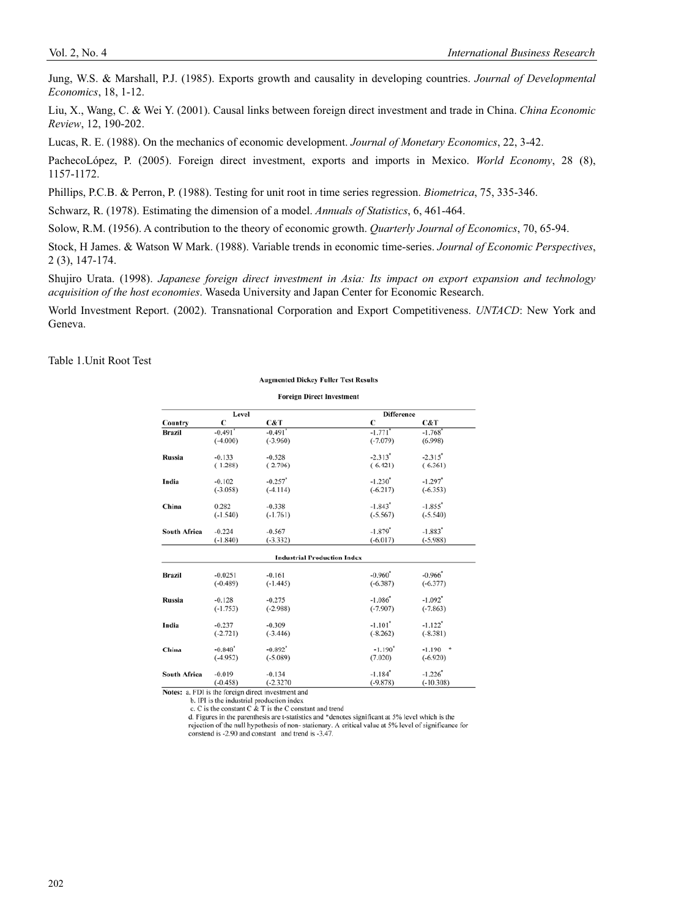Jung, W.S. & Marshall, P.J. (1985). Exports growth and causality in developing countries. *Journal of Developmental Economics*, 18, 1-12.

Liu, X., Wang, C. & Wei Y. (2001). Causal links between foreign direct investment and trade in China. *China Economic Review*, 12, 190-202.

Lucas, R. E. (1988). On the mechanics of economic development. *Journal of Monetary Economics*, 22, 3-42.

PachecoLópez, P. (2005). Foreign direct investment, exports and imports in Mexico. *World Economy*, 28 (8), 1157-1172.

Phillips, P.C.B. & Perron, P. (1988). Testing for unit root in time series regression. *Biometrica*, 75, 335-346.

Schwarz, R. (1978). Estimating the dimension of a model. *Annuals of Statistics*, 6, 461-464.

Solow, R.M. (1956). A contribution to the theory of economic growth. *Quarterly Journal of Economics*, 70, 65-94.

Stock, H James. & Watson W Mark. (1988). Variable trends in economic time-series. *Journal of Economic Perspectives*, 2 (3), 147-174.

Shujiro Urata. (1998). *Japanese foreign direct investment in Asia: Its impact on export expansion and technology acquisition of the host economies*. Waseda University and Japan Center for Economic Research.

World Investment Report. (2002). Transnational Corporation and Export Competitiveness. *UNTACD*: New York and Geneva.

Table 1.Unit Root Test

**Augmented Dickey Fuller Test Results**

| | Level | | Difference | |
|---|---|---|---|---|
| Country | C | C&T | C | C&T |
| **Foreign Direct Investment** | | | | |
| **Brazil** | -0.491* | -0.491* | -1.771* | -1.768* |
| | (-4.000) | (-3.960) | (-7.079) | (6.998) |
| **Russia** | -0.133 | -0.528 | -2.313* | -2.315* |
| | ( 1.288) | ( 2.706) | ( 6.421) | ( 6.361) |
| **India** | -0.102 | -0.257* | -1.230* | -1.297* |
| | (-3.058) | (-4.114) | (-6.217) | (-6.353) |
| **China** | 0.282 | -0.338 | -1.843* | -1.855* |
| | (-1.540) | (-1.761) | (-5.567) | (-5.540) |
| **South Africa** | -0.224 | -0.567 | -1.879* | -1.883* |
| | (-1.840) | (-3.332) | (-6.017) | (-5.988) |
| **Industrial Production Index** | | | | |
| **Brazil** | -0.0251 | -0.161 | -0.960* | -0.966* |
| | (-0.489) | (-1.445) | (-6.387) | (-6.377) |
| **Russia** | -0.128 | -0.275 | -1.086* | -1.092* |
| | (-1.753) | (-2.988) | (-7.907) | (-7.863) |
| **India** | -0.237 | -0.309 | -1.101* | -1.122* |
| | (-2.721) | (-3.446) | (-8.262) | (-8.381) |
| **China** | -0.848* | -0.892* | -1.190* | -1.190 * |
| | (-4.952) | (-5.089) | (7.020) | (-6.920) |
| **South Africa** | -0.019 | -0.134 | -1.184* | -1.226* |
| | (-0.458) | (-2.3270 | (-9.878) | (-10.308) |

**Notes:** a. FDI is the foreign direct investment and

b. IPI is the industrial production index

c. C is the constant C & T is the C constant and trend

d. Figures in the parenthesis are t-statistics and *denotes significant at 5% level which is the rejection of the null hypothesis of non- stationary. A critical value at 5% level of significance for constend is -2.90 and constant and trend is -3.47.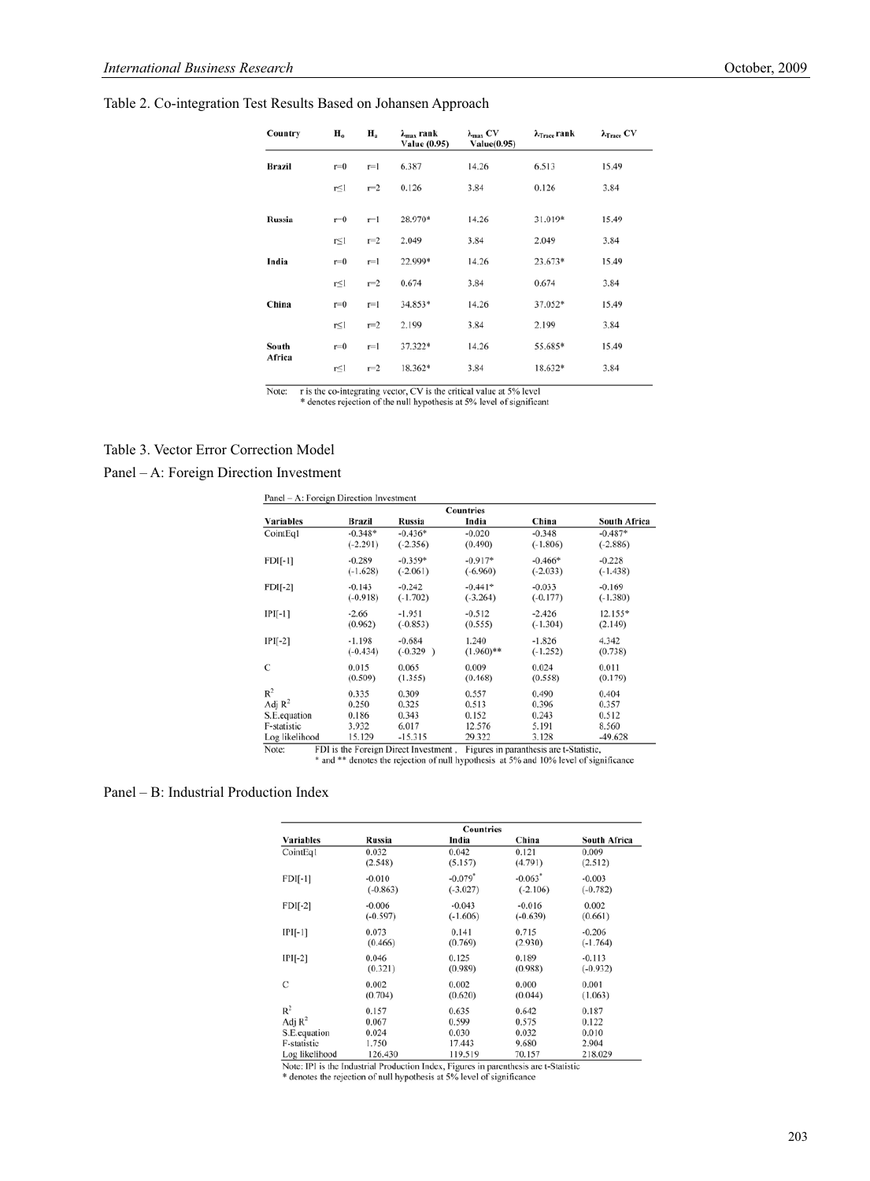Table 2. Co-integration Test Results Based on Johansen Approach

| Country | $H_0$ | $H_a$ | $\lambda_{max}$ rank Value (0.95) | $\lambda_{max}$ CV Value(0.95) | $\lambda_{Trace}$ rank | $\lambda_{Trace}$ CV |
|---|---|---|---|---|---|---|
| Brazil | r=0 | r=1 | 6.387 | 14.26 | 6.513 | 15.49 |
| | r≤1 | r=2 | 0.126 | 3.84 | 0.126 | 3.84 |
| Russia | r=0 | r=1 | 28.970* | 14.26 | 31.019* | 15.49 |
| | r≤1 | r=2 | 2.049 | 3.84 | 2.049 | 3.84 |
| India | r=0 | r=1 | 22.999* | 14.26 | 23.673* | 15.49 |
| | r≤1 | r=2 | 0.674 | 3.84 | 0.674 | 3.84 |
| China | r=0 | r=1 | 34.853* | 14.26 | 37.052* | 15.49 |
| | r≤1 | r=2 | 2.199 | 3.84 | 2.199 | 3.84 |
| South Africa | r=0 | r=1 | 37.322* | 14.26 | 55.685* | 15.49 |
| | r≤1 | r=2 | 18.362* | 3.84 | 18.632* | 3.84 |

Note: r is the co-integrating vector, CV is the critical value at 5% level
\* denotes rejection of the null hypothesis at 5% level of significant

Table 3. Vector Error Correction Model

Panel – A: Foreign Direction Investment

| Variables | Brazil | Russia | India | China | South Africa |
|---|---|---|---|---|---|
| CointEq1 | -0.348* | -0.436* | -0.020 | -0.348 | -0.487* |
| | (-2.291) | (-2.356) | (0.490) | (-1.806) | (-2.886) |
| FDI[-1] | -0.289 | -0.359* | -0.917* | -0.466* | -0.228 |
| | (-1.628) | (-2.061) | (-6.960) | (-2.033) | (-1.438) |
| FDI[-2] | -0.143 | -0.242 | -0.441* | -0.033 | -0.169 |
| | (-0.918) | (-1.702) | (-3.264) | (-0.177) | (-1.380) |
| IPI[-1] | -2.66 | -1.951 | -0.512 | -2.426 | 12.155* |
| | (0.962) | (-0.853) | (0.555) | (-1.304) | (2.149) |
| IPI[-2] | -1.198 | -0.684 | 1.240 | -1.826 | 4.342 |
| | (-0.434) | (-0.329 ) | (1.960)** | (-1.252) | (0.738) |
| C | 0.015 | 0.065 | 0.009 | 0.024 | 0.011 |
| | (0.509) | (1.355) | (0.468) | (0.558) | (0.179) |
| $R^2$ | 0.335 | 0.309 | 0.557 | 0.490 | 0.404 |
| Adj $R^2$ | 0.250 | 0.325 | 0.513 | 0.396 | 0.357 |
| S.E.equation | 0.186 | 0.343 | 0.152 | 0.243 | 0.512 |
| F-statistic | 3.932 | 6.017 | 12.576 | 5.191 | 8.560 |
| Log likelihood | 15.129 | -15.315 | 29.322 | 3.128 | -49.628 |

Note: FDI is the Foreign Direct Investment , Figures in paranthesis are t-Statistic,
\* and \*\* denotes the rejection of null hypothesis at 5% and 10% level of significance

Panel – B: Industrial Production Index

| Variables | Russia | India | China | South Africa |
|---|---|---|---|---|
| CointEq1 | 0.032 | 0.042 | 0.121 | 0.009 |
| | (2.548) | (5.157) | (4.791) | (2.512) |
| FDI[-1] | -0.010 | -0.079* | -0.063* | -0.003 |
| | (-0.863) | (-3.027) | (-2.106) | (-0.782) |
| FDI[-2] | -0.006 | -0.043 | -0.016 | 0.002 |
| | (-0.597) | (-1.606) | (-0.639) | (0.661) |
| IPI[-1] | 0.073 | 0.141 | 0.715 | -0.206 |
| | (0.466) | (0.769) | (2.930) | (-1.764) |
| IPI[-2] | 0.046 | 0.125 | 0.189 | -0.113 |
| | (0.321) | (0.989) | (0.988) | (-0.932) |
| C | 0.002 | 0.002 | 0.000 | 0.001 |
| | (0.704) | (0.620) | (0.044) | (1.063) |
| $R^2$ | 0.157 | 0.635 | 0.642 | 0.187 |
| Adj $R^2$ | 0.067 | 0.599 | 0.575 | 0.122 |
| S.E.equation | 0.024 | 0.030 | 0.032 | 0.010 |
| F-statistic | 1.750 | 17.443 | 9.680 | 2.904 |
| Log likelihood | 126.430 | 119.519 | 70.157 | 218.029 |

Note: IPI is the Industrial Production Index, Figures in parenthesis are t-Statistic
\* denotes the rejection of null hypothesis at 5% level of significance